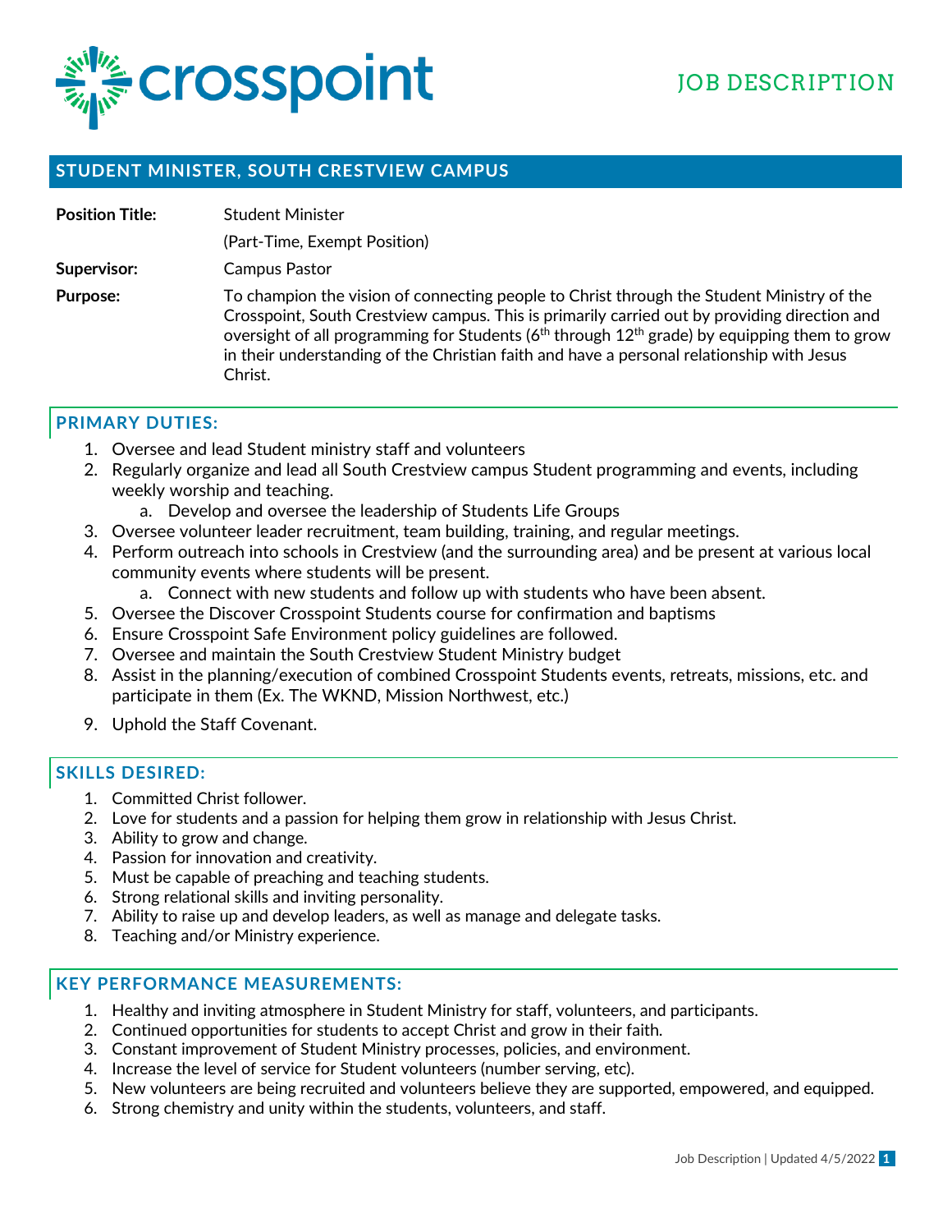crosspoint

# JOB DESCRIPTION

## STUDENT MINISTER, SOUTH CRESTVIEW CAMPUS

| | |
|---|---|
| **Position Title:** | Student Minister |
| | (Part-Time, Exempt Position) |
| **Supervisor:** | Campus Pastor |
| **Purpose:** | To champion the vision of connecting people to Christ through the Student Ministry of the Crosspoint, South Crestview campus. This is primarily carried out by providing direction and oversight of all programming for Students (6th through 12th grade) by equipping them to grow in their understanding of the Christian faith and have a personal relationship with Jesus Christ. |

### PRIMARY DUTIES:

1. Oversee and lead Student ministry staff and volunteers
2. Regularly organize and lead all South Crestview campus Student programming and events, including weekly worship and teaching.
   a. Develop and oversee the leadership of Students Life Groups
3. Oversee volunteer leader recruitment, team building, training, and regular meetings.
4. Perform outreach into schools in Crestview (and the surrounding area) and be present at various local community events where students will be present.
   a. Connect with new students and follow up with students who have been absent.
5. Oversee the Discover Crosspoint Students course for confirmation and baptisms
6. Ensure Crosspoint Safe Environment policy guidelines are followed.
7. Oversee and maintain the South Crestview Student Ministry budget
8. Assist in the planning/execution of combined Crosspoint Students events, retreats, missions, etc. and participate in them (Ex. The WKND, Mission Northwest, etc.)
9. Uphold the Staff Covenant.

### SKILLS DESIRED:

1. Committed Christ follower.
2. Love for students and a passion for helping them grow in relationship with Jesus Christ.
3. Ability to grow and change.
4. Passion for innovation and creativity.
5. Must be capable of preaching and teaching students.
6. Strong relational skills and inviting personality.
7. Ability to raise up and develop leaders, as well as manage and delegate tasks.
8. Teaching and/or Ministry experience.

### KEY PERFORMANCE MEASUREMENTS:

1. Healthy and inviting atmosphere in Student Ministry for staff, volunteers, and participants.
2. Continued opportunities for students to accept Christ and grow in their faith.
3. Constant improvement of Student Ministry processes, policies, and environment.
4. Increase the level of service for Student volunteers (number serving, etc).
5. New volunteers are being recruited and volunteers believe they are supported, empowered, and equipped.
6. Strong chemistry and unity within the students, volunteers, and staff.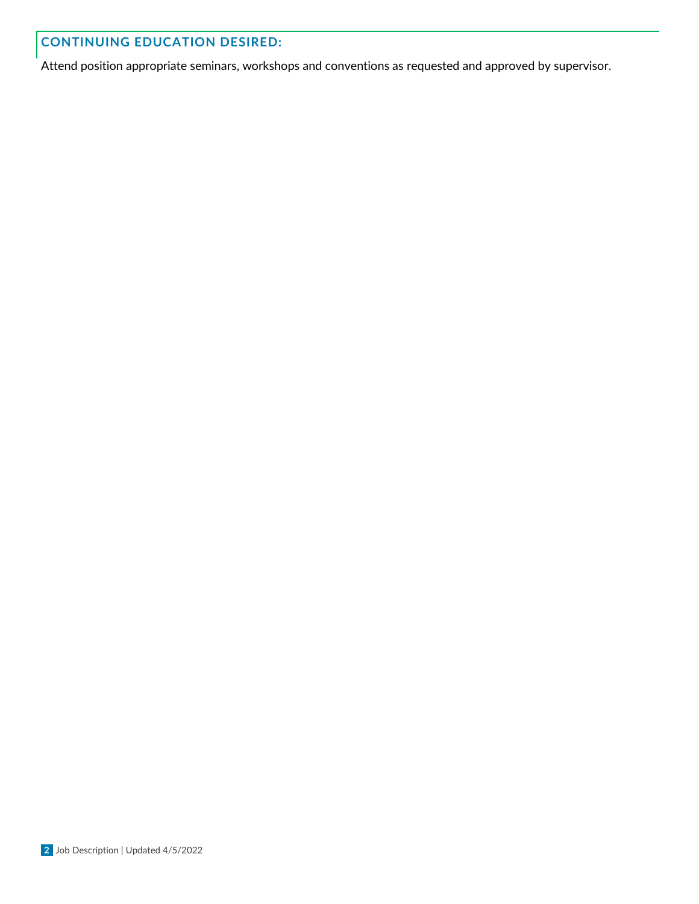## CONTINUING EDUCATION DESIRED:

Attend position appropriate seminars, workshops and conventions as requested and approved by supervisor.